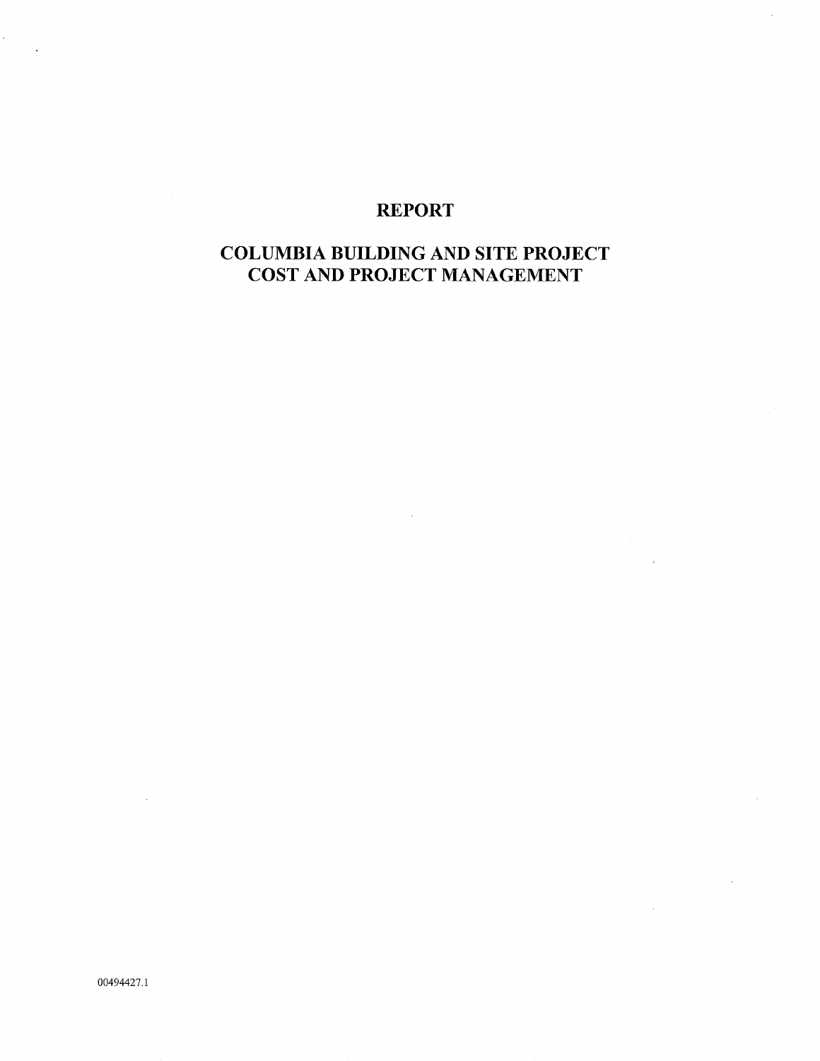# REPORT

## COLUMBIA BUILDING AND SITE PROJECT COST AND PROJECT MANAGEMENT

00494427.1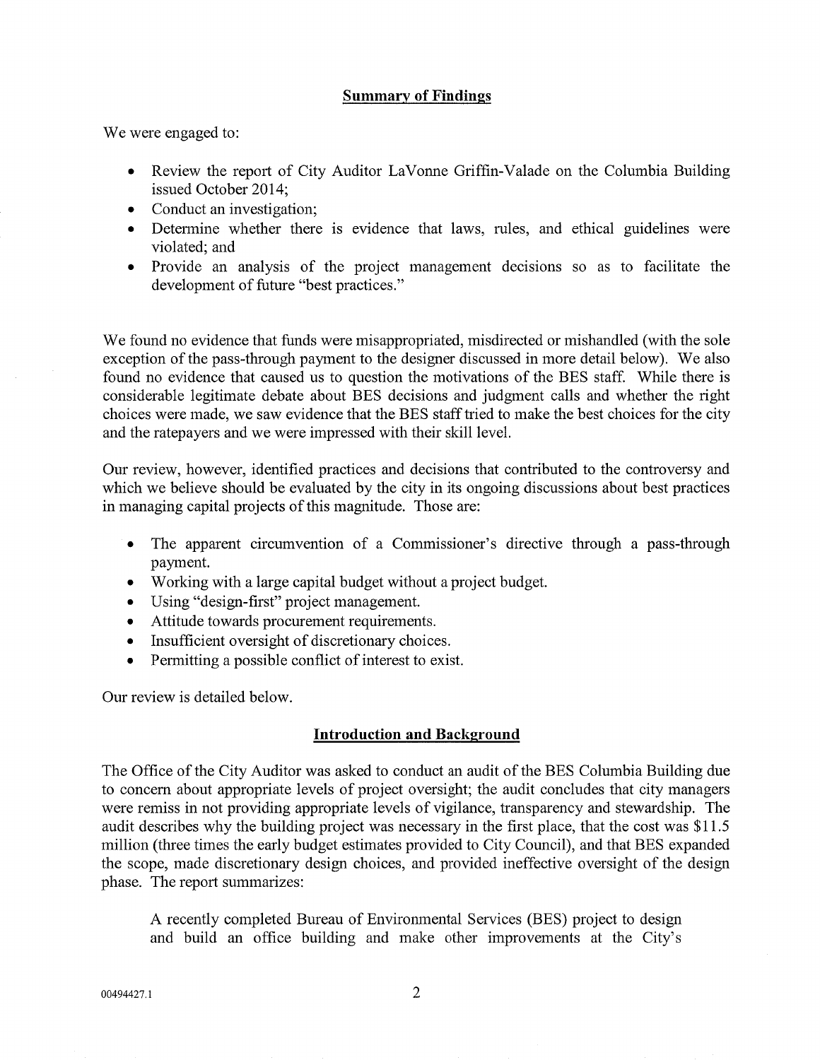## Summary of Findings

We were engaged to:

- Review the report of City Auditor LaVonne Griffin-Valade on the Columbia Building issued October 2014;
- Conduct an investigation;
- Determine whether there is evidence that laws, rules, and ethical guidelines were violated; and
- Provide an analysis of the project management decisions so as to facilitate the development of future "best practices."

We found no evidence that funds were misappropriated, misdirected or mishandled (with the sole exception of the pass-through payment to the designer discussed in more detail below). We also found no evidence that caused us to question the motivations of the BES staff. While there is considerable legitimate debate about BES decisions and judgment calls and whether the right choices were made, we saw evidence that the BES staff tried to make the best choices for the city and the ratepayers and we were impressed with their skill level.

Our review, however, identified practices and decisions that contributed to the controversy and which we believe should be evaluated by the city in its ongoing discussions about best practices in managing capital projects of this magnitude. Those are:

- The apparent circumvention of a Commissioner's directive through a pass-through payment.
- Working with a large capital budget without a project budget.
- Using "design-first" project management.
- Attitude towards procurement requirements.
- Insufficient oversight of discretionary choices.
- Permitting a possible conflict of interest to exist.

Our review is detailed below.

## Introduction and Background

The Office of the City Auditor was asked to conduct an audit of the BES Columbia Building due to concern about appropriate levels of project oversight; the audit concludes that city managers were remiss in not providing appropriate levels of vigilance, transparency and stewardship. The audit describes why the building project was necessary in the first place, that the cost was $11.5 million (three times the early budget estimates provided to City Council), and that BES expanded the scope, made discretionary design choices, and provided ineffective oversight of the design phase. The report summarizes:

> A recently completed Bureau of Environmental Services (BES) project to design and build an office building and make other improvements at the City's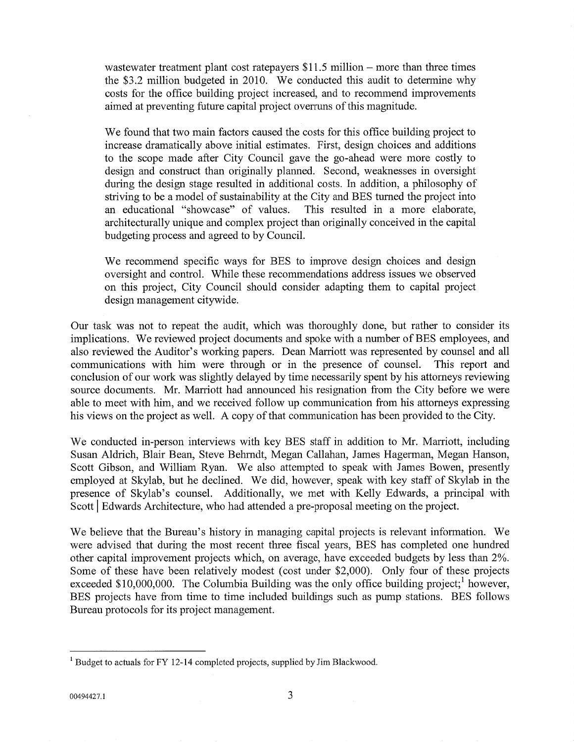> wastewater treatment plant cost ratepayers $11.5 million – more than three times the $3.2 million budgeted in 2010. We conducted this audit to determine why costs for the office building project increased, and to recommend improvements aimed at preventing future capital project overruns of this magnitude.
>
> We found that two main factors caused the costs for this office building project to increase dramatically above initial estimates. First, design choices and additions to the scope made after City Council gave the go-ahead were more costly to design and construct than originally planned. Second, weaknesses in oversight during the design stage resulted in additional costs. In addition, a philosophy of striving to be a model of sustainability at the City and BES turned the project into an educational "showcase" of values. This resulted in a more elaborate, architecturally unique and complex project than originally conceived in the capital budgeting process and agreed to by Council.
>
> We recommend specific ways for BES to improve design choices and design oversight and control. While these recommendations address issues we observed on this project, City Council should consider adapting them to capital project design management citywide.

Our task was not to repeat the audit, which was thoroughly done, but rather to consider its implications. We reviewed project documents and spoke with a number of BES employees, and also reviewed the Auditor's working papers. Dean Marriott was represented by counsel and all communications with him were through or in the presence of counsel. This report and conclusion of our work was slightly delayed by time necessarily spent by his attorneys reviewing source documents. Mr. Marriott had announced his resignation from the City before we were able to meet with him, and we received follow up communication from his attorneys expressing his views on the project as well. A copy of that communication has been provided to the City.

We conducted in-person interviews with key BES staff in addition to Mr. Marriott, including Susan Aldrich, Blair Bean, Steve Behrndt, Megan Callahan, James Hagerman, Megan Hanson, Scott Gibson, and William Ryan. We also attempted to speak with James Bowen, presently employed at Skylab, but he declined. We did, however, speak with key staff of Skylab in the presence of Skylab's counsel. Additionally, we met with Kelly Edwards, a principal with Scott | Edwards Architecture, who had attended a pre-proposal meeting on the project.

We believe that the Bureau's history in managing capital projects is relevant information. We were advised that during the most recent three fiscal years, BES has completed one hundred other capital improvement projects which, on average, have exceeded budgets by less than 2%. Some of these have been relatively modest (cost under $2,000). Only four of these projects exceeded $10,000,000. The Columbia Building was the only office building project;[1] however, BES projects have from time to time included buildings such as pump stations. BES follows Bureau protocols for its project management.

---

[1] Budget to actuals for FY 12-14 completed projects, supplied by Jim Blackwood.

00494427.1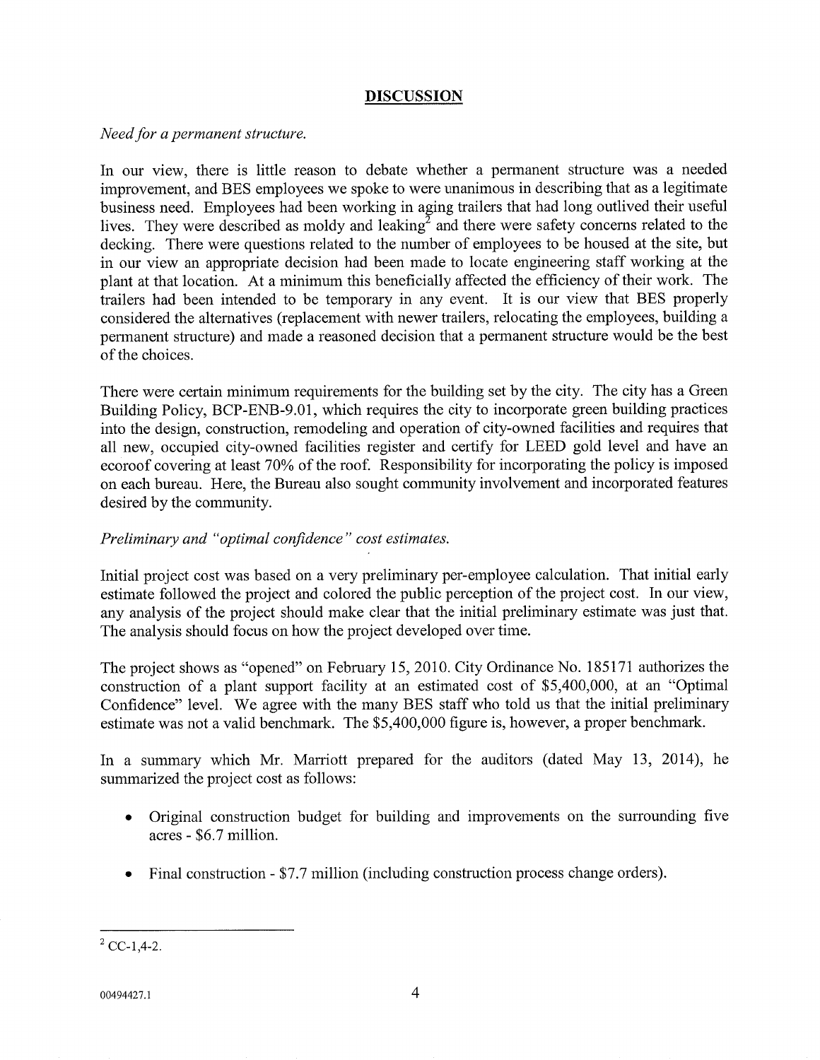## DISCUSSION

*Need for a permanent structure.*

In our view, there is little reason to debate whether a permanent structure was a needed improvement, and BES employees we spoke to were unanimous in describing that as a legitimate business need. Employees had been working in aging trailers that had long outlived their useful lives. They were described as moldy and leaking[2] and there were safety concerns related to the decking. There were questions related to the number of employees to be housed at the site, but in our view an appropriate decision had been made to locate engineering staff working at the plant at that location. At a minimum this beneficially affected the efficiency of their work. The trailers had been intended to be temporary in any event. It is our view that BES properly considered the alternatives (replacement with newer trailers, relocating the employees, building a permanent structure) and made a reasoned decision that a permanent structure would be the best of the choices.

There were certain minimum requirements for the building set by the city. The city has a Green Building Policy, BCP-ENB-9.01, which requires the city to incorporate green building practices into the design, construction, remodeling and operation of city-owned facilities and requires that all new, occupied city-owned facilities register and certify for LEED gold level and have an ecoroof covering at least 70% of the roof. Responsibility for incorporating the policy is imposed on each bureau. Here, the Bureau also sought community involvement and incorporated features desired by the community.

*Preliminary and "optimal confidence" cost estimates.*

Initial project cost was based on a very preliminary per-employee calculation. That initial early estimate followed the project and colored the public perception of the project cost. In our view, any analysis of the project should make clear that the initial preliminary estimate was just that. The analysis should focus on how the project developed over time.

The project shows as "opened" on February 15, 2010. City Ordinance No. 185171 authorizes the construction of a plant support facility at an estimated cost of $5,400,000, at an "Optimal Confidence" level. We agree with the many BES staff who told us that the initial preliminary estimate was not a valid benchmark. The $5,400,000 figure is, however, a proper benchmark.

In a summary which Mr. Marriott prepared for the auditors (dated May 13, 2014), he summarized the project cost as follows:

- Original construction budget for building and improvements on the surrounding five acres - $6.7 million.
- Final construction - $7.7 million (including construction process change orders).

---

[2] CC-1,4-2.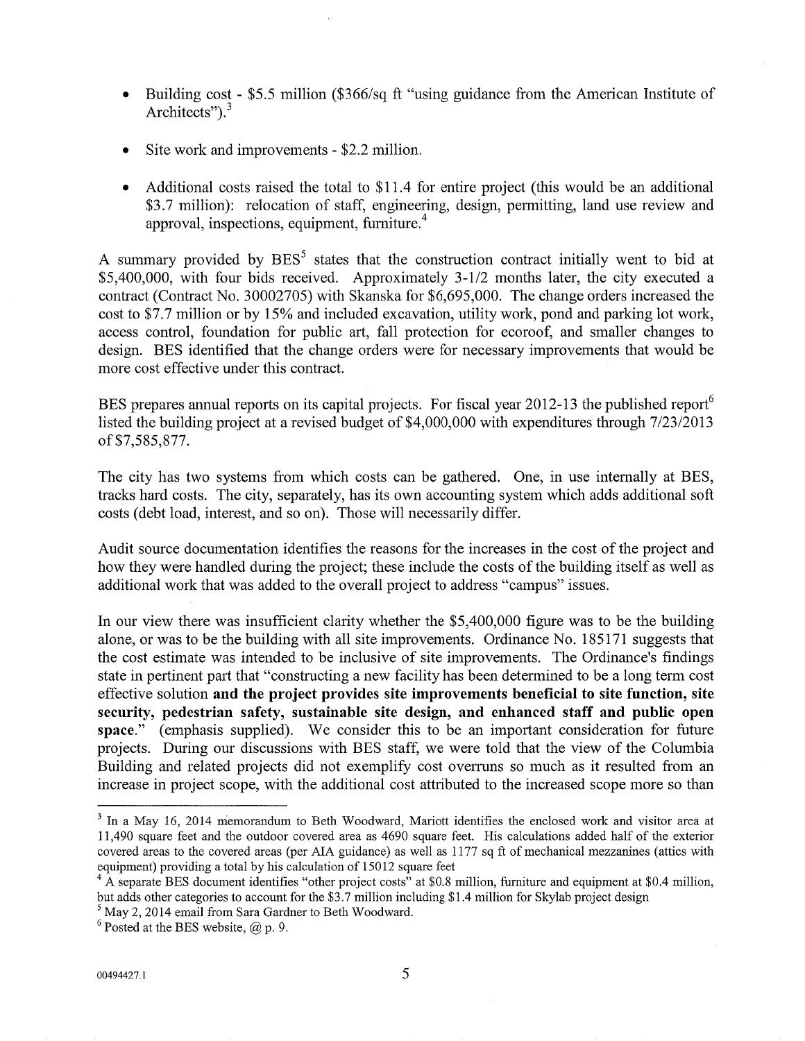- Building cost - $5.5 million ($366/sq ft "using guidance from the American Institute of Architects").[3]

- Site work and improvements - $2.2 million.

- Additional costs raised the total to $11.4 for entire project (this would be an additional $3.7 million): relocation of staff, engineering, design, permitting, land use review and approval, inspections, equipment, furniture.[4]

A summary provided by BES[5] states that the construction contract initially went to bid at $5,400,000, with four bids received. Approximately 3-1/2 months later, the city executed a contract (Contract No. 30002705) with Skanska for $6,695,000. The change orders increased the cost to $7.7 million or by 15% and included excavation, utility work, pond and parking lot work, access control, foundation for public art, fall protection for ecoroof, and smaller changes to design. BES identified that the change orders were for necessary improvements that would be more cost effective under this contract.

BES prepares annual reports on its capital projects. For fiscal year 2012-13 the published report[6] listed the building project at a revised budget of $4,000,000 with expenditures through 7/23/2013 of $7,585,877.

The city has two systems from which costs can be gathered. One, in use internally at BES, tracks hard costs. The city, separately, has its own accounting system which adds additional soft costs (debt load, interest, and so on). Those will necessarily differ.

Audit source documentation identifies the reasons for the increases in the cost of the project and how they were handled during the project; these include the costs of the building itself as well as additional work that was added to the overall project to address "campus" issues.

In our view there was insufficient clarity whether the $5,400,000 figure was to be the building alone, or was to be the building with all site improvements. Ordinance No. 185171 suggests that the cost estimate was intended to be inclusive of site improvements. The Ordinance's findings state in pertinent part that "constructing a new facility has been determined to be a long term cost effective solution **and the project provides site improvements beneficial to site function, site security, pedestrian safety, sustainable site design, and enhanced staff and public open space.**" (emphasis supplied). We consider this to be an important consideration for future projects. During our discussions with BES staff, we were told that the view of the Columbia Building and related projects did not exemplify cost overruns so much as it resulted from an increase in project scope, with the additional cost attributed to the increased scope more so than

---

[3] In a May 16, 2014 memorandum to Beth Woodward, Mariott identifies the enclosed work and visitor area at 11,490 square feet and the outdoor covered area as 4690 square feet. His calculations added half of the exterior covered areas to the covered areas (per AIA guidance) as well as 1177 sq ft of mechanical mezzanines (attics with equipment) providing a total by his calculation of 15012 square feet

[4] A separate BES document identifies "other project costs" at $0.8 million, furniture and equipment at $0.4 million, but adds other categories to account for the $3.7 million including $1.4 million for Skylab project design

[5] May 2, 2014 email from Sara Gardner to Beth Woodward.

[6] Posted at the BES website, @ p. 9.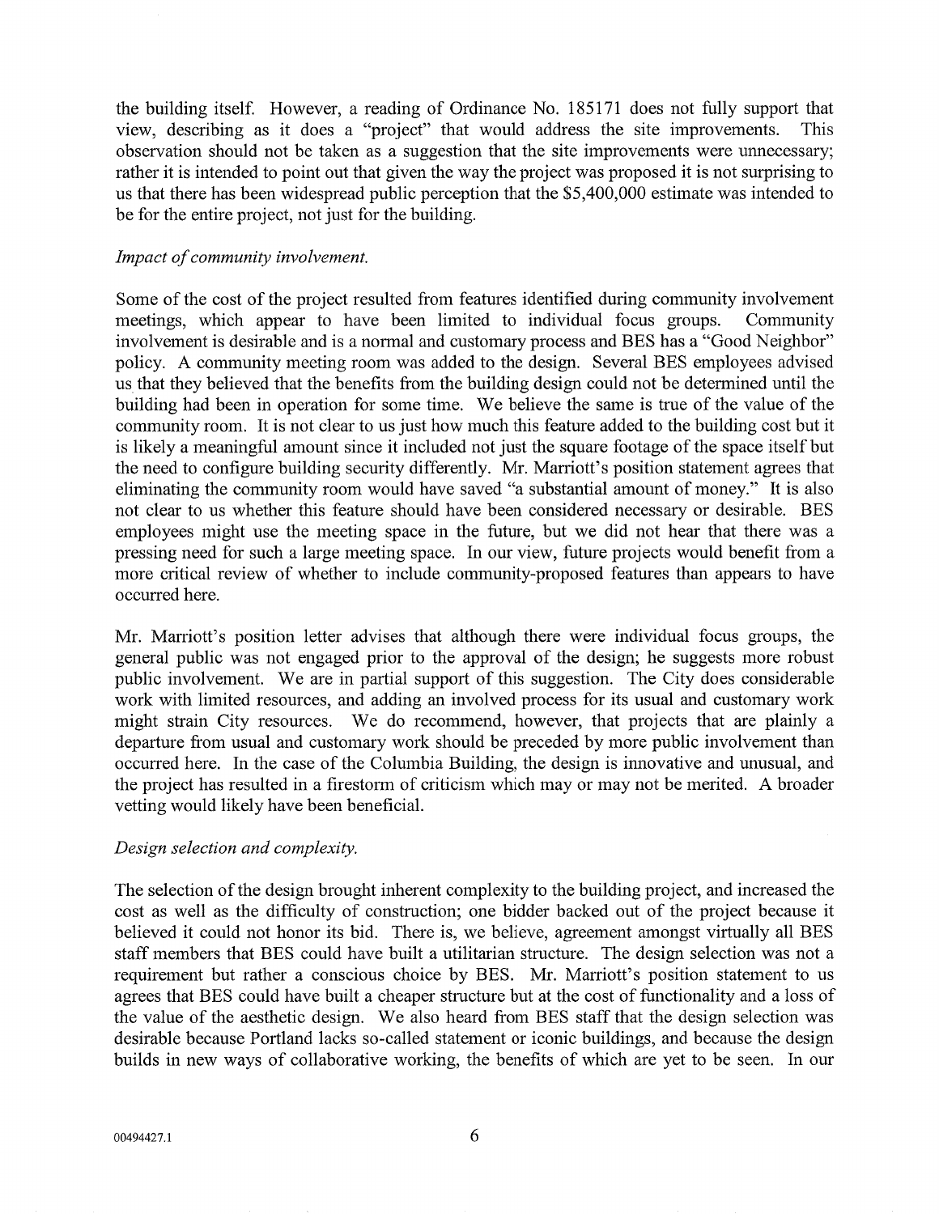the building itself. However, a reading of Ordinance No. 185171 does not fully support that view, describing as it does a "project" that would address the site improvements. This observation should not be taken as a suggestion that the site improvements were unnecessary; rather it is intended to point out that given the way the project was proposed it is not surprising to us that there has been widespread public perception that the $5,400,000 estimate was intended to be for the entire project, not just for the building.

*Impact of community involvement.*

Some of the cost of the project resulted from features identified during community involvement meetings, which appear to have been limited to individual focus groups. Community involvement is desirable and is a normal and customary process and BES has a "Good Neighbor" policy. A community meeting room was added to the design. Several BES employees advised us that they believed that the benefits from the building design could not be determined until the building had been in operation for some time. We believe the same is true of the value of the community room. It is not clear to us just how much this feature added to the building cost but it is likely a meaningful amount since it included not just the square footage of the space itself but the need to configure building security differently. Mr. Marriott's position statement agrees that eliminating the community room would have saved "a substantial amount of money." It is also not clear to us whether this feature should have been considered necessary or desirable. BES employees might use the meeting space in the future, but we did not hear that there was a pressing need for such a large meeting space. In our view, future projects would benefit from a more critical review of whether to include community-proposed features than appears to have occurred here.

Mr. Marriott's position letter advises that although there were individual focus groups, the general public was not engaged prior to the approval of the design; he suggests more robust public involvement. We are in partial support of this suggestion. The City does considerable work with limited resources, and adding an involved process for its usual and customary work might strain City resources. We do recommend, however, that projects that are plainly a departure from usual and customary work should be preceded by more public involvement than occurred here. In the case of the Columbia Building, the design is innovative and unusual, and the project has resulted in a firestorm of criticism which may or may not be merited. A broader vetting would likely have been beneficial.

*Design selection and complexity.*

The selection of the design brought inherent complexity to the building project, and increased the cost as well as the difficulty of construction; one bidder backed out of the project because it believed it could not honor its bid. There is, we believe, agreement amongst virtually all BES staff members that BES could have built a utilitarian structure. The design selection was not a requirement but rather a conscious choice by BES. Mr. Marriott's position statement to us agrees that BES could have built a cheaper structure but at the cost of functionality and a loss of the value of the aesthetic design. We also heard from BES staff that the design selection was desirable because Portland lacks so-called statement or iconic buildings, and because the design builds in new ways of collaborative working, the benefits of which are yet to be seen. In our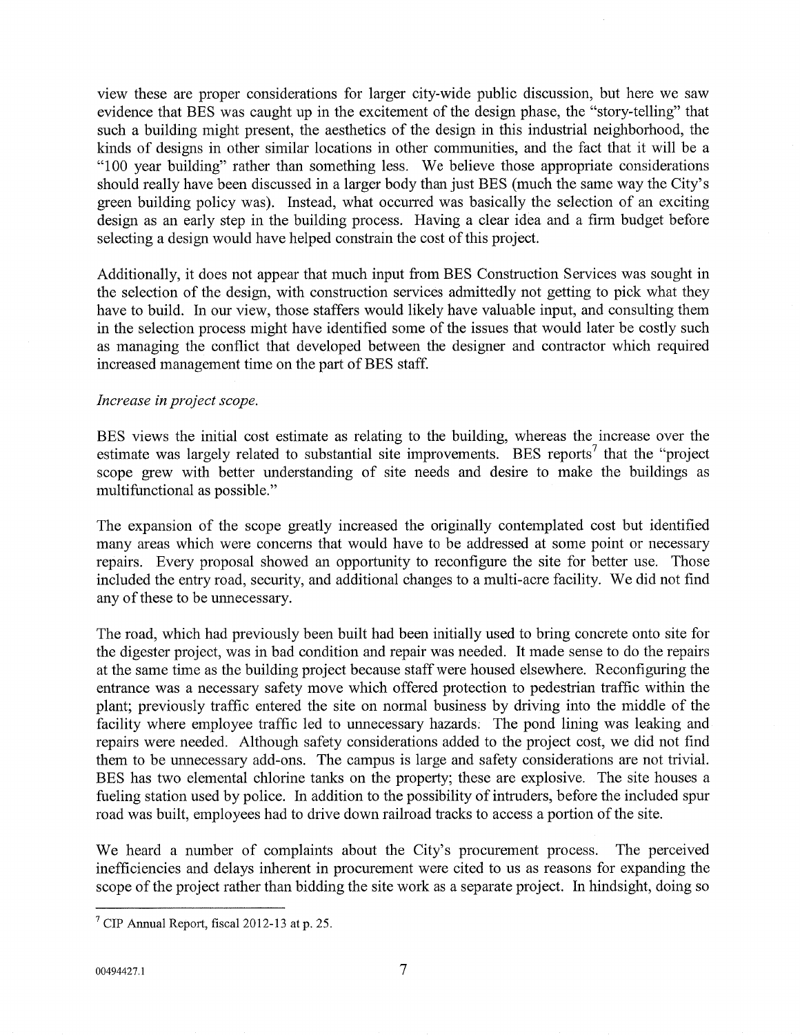view these are proper considerations for larger city-wide public discussion, but here we saw evidence that BES was caught up in the excitement of the design phase, the "story-telling" that such a building might present, the aesthetics of the design in this industrial neighborhood, the kinds of designs in other similar locations in other communities, and the fact that it will be a "100 year building" rather than something less. We believe those appropriate considerations should really have been discussed in a larger body than just BES (much the same way the City's green building policy was). Instead, what occurred was basically the selection of an exciting design as an early step in the building process. Having a clear idea and a firm budget before selecting a design would have helped constrain the cost of this project.

Additionally, it does not appear that much input from BES Construction Services was sought in the selection of the design, with construction services admittedly not getting to pick what they have to build. In our view, those staffers would likely have valuable input, and consulting them in the selection process might have identified some of the issues that would later be costly such as managing the conflict that developed between the designer and contractor which required increased management time on the part of BES staff.

*Increase in project scope.*

BES views the initial cost estimate as relating to the building, whereas the increase over the estimate was largely related to substantial site improvements. BES reports[7] that the "project scope grew with better understanding of site needs and desire to make the buildings as multifunctional as possible."

The expansion of the scope greatly increased the originally contemplated cost but identified many areas which were concerns that would have to be addressed at some point or necessary repairs. Every proposal showed an opportunity to reconfigure the site for better use. Those included the entry road, security, and additional changes to a multi-acre facility. We did not find any of these to be unnecessary.

The road, which had previously been built had been initially used to bring concrete onto site for the digester project, was in bad condition and repair was needed. It made sense to do the repairs at the same time as the building project because staff were housed elsewhere. Reconfiguring the entrance was a necessary safety move which offered protection to pedestrian traffic within the plant; previously traffic entered the site on normal business by driving into the middle of the facility where employee traffic led to unnecessary hazards. The pond lining was leaking and repairs were needed. Although safety considerations added to the project cost, we did not find them to be unnecessary add-ons. The campus is large and safety considerations are not trivial. BES has two elemental chlorine tanks on the property; these are explosive. The site houses a fueling station used by police. In addition to the possibility of intruders, before the included spur road was built, employees had to drive down railroad tracks to access a portion of the site.

We heard a number of complaints about the City's procurement process. The perceived inefficiencies and delays inherent in procurement were cited to us as reasons for expanding the scope of the project rather than bidding the site work as a separate project. In hindsight, doing so

---

[7] CIP Annual Report, fiscal 2012-13 at p. 25.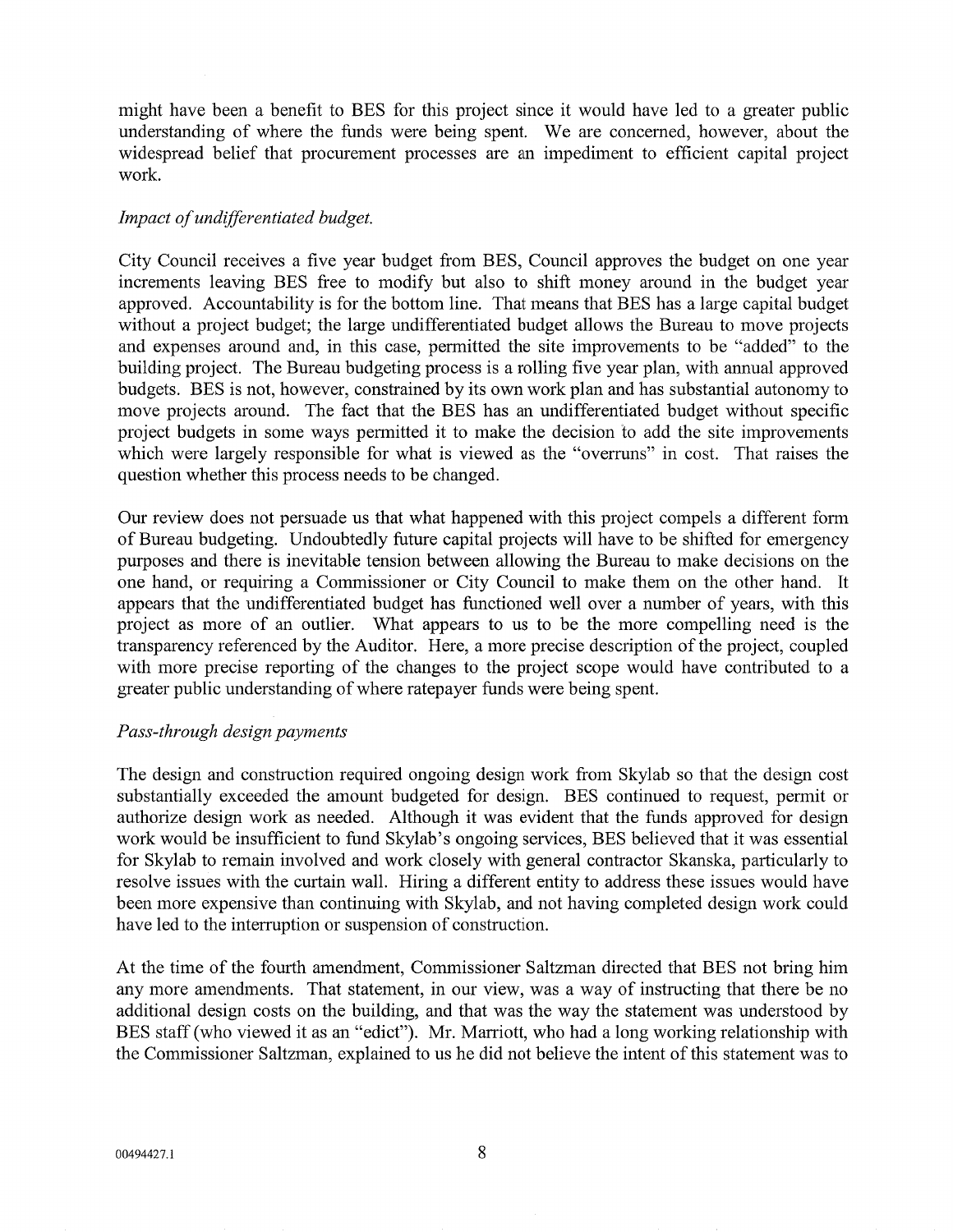might have been a benefit to BES for this project since it would have led to a greater public understanding of where the funds were being spent. We are concerned, however, about the widespread belief that procurement processes are an impediment to efficient capital project work.

*Impact of undifferentiated budget.*

City Council receives a five year budget from BES, Council approves the budget on one year increments leaving BES free to modify but also to shift money around in the budget year approved. Accountability is for the bottom line. That means that BES has a large capital budget without a project budget; the large undifferentiated budget allows the Bureau to move projects and expenses around and, in this case, permitted the site improvements to be "added" to the building project. The Bureau budgeting process is a rolling five year plan, with annual approved budgets. BES is not, however, constrained by its own work plan and has substantial autonomy to move projects around. The fact that the BES has an undifferentiated budget without specific project budgets in some ways permitted it to make the decision to add the site improvements which were largely responsible for what is viewed as the "overruns" in cost. That raises the question whether this process needs to be changed.

Our review does not persuade us that what happened with this project compels a different form of Bureau budgeting. Undoubtedly future capital projects will have to be shifted for emergency purposes and there is inevitable tension between allowing the Bureau to make decisions on the one hand, or requiring a Commissioner or City Council to make them on the other hand. It appears that the undifferentiated budget has functioned well over a number of years, with this project as more of an outlier. What appears to us to be the more compelling need is the transparency referenced by the Auditor. Here, a more precise description of the project, coupled with more precise reporting of the changes to the project scope would have contributed to a greater public understanding of where ratepayer funds were being spent.

*Pass-through design payments*

The design and construction required ongoing design work from Skylab so that the design cost substantially exceeded the amount budgeted for design. BES continued to request, permit or authorize design work as needed. Although it was evident that the funds approved for design work would be insufficient to fund Skylab's ongoing services, BES believed that it was essential for Skylab to remain involved and work closely with general contractor Skanska, particularly to resolve issues with the curtain wall. Hiring a different entity to address these issues would have been more expensive than continuing with Skylab, and not having completed design work could have led to the interruption or suspension of construction.

At the time of the fourth amendment, Commissioner Saltzman directed that BES not bring him any more amendments. That statement, in our view, was a way of instructing that there be no additional design costs on the building, and that was the way the statement was understood by BES staff (who viewed it as an "edict"). Mr. Marriott, who had a long working relationship with the Commissioner Saltzman, explained to us he did not believe the intent of this statement was to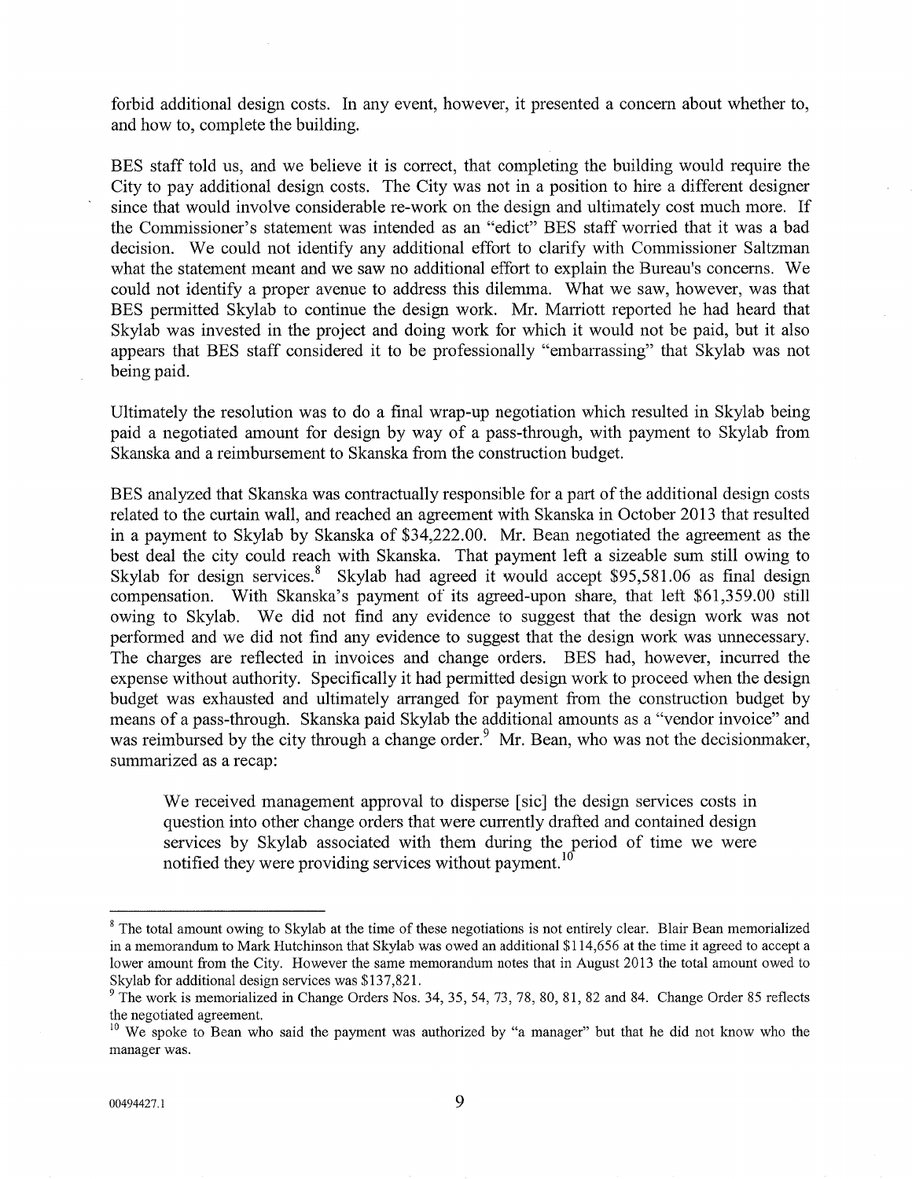forbid additional design costs. In any event, however, it presented a concern about whether to, and how to, complete the building.

BES staff told us, and we believe it is correct, that completing the building would require the City to pay additional design costs. The City was not in a position to hire a different designer since that would involve considerable re-work on the design and ultimately cost much more. If the Commissioner's statement was intended as an "edict" BES staff worried that it was a bad decision. We could not identify any additional effort to clarify with Commissioner Saltzman what the statement meant and we saw no additional effort to explain the Bureau's concerns. We could not identify a proper avenue to address this dilemma. What we saw, however, was that BES permitted Skylab to continue the design work. Mr. Marriott reported he had heard that Skylab was invested in the project and doing work for which it would not be paid, but it also appears that BES staff considered it to be professionally "embarrassing" that Skylab was not being paid.

Ultimately the resolution was to do a final wrap-up negotiation which resulted in Skylab being paid a negotiated amount for design by way of a pass-through, with payment to Skylab from Skanska and a reimbursement to Skanska from the construction budget.

BES analyzed that Skanska was contractually responsible for a part of the additional design costs related to the curtain wall, and reached an agreement with Skanska in October 2013 that resulted in a payment to Skylab by Skanska of $34,222.00. Mr. Bean negotiated the agreement as the best deal the city could reach with Skanska. That payment left a sizeable sum still owing to Skylab for design services.[8] Skylab had agreed it would accept $95,581.06 as final design compensation. With Skanska's payment of its agreed-upon share, that left $61,359.00 still owing to Skylab. We did not find any evidence to suggest that the design work was not performed and we did not find any evidence to suggest that the design work was unnecessary. The charges are reflected in invoices and change orders. BES had, however, incurred the expense without authority. Specifically it had permitted design work to proceed when the design budget was exhausted and ultimately arranged for payment from the construction budget by means of a pass-through. Skanska paid Skylab the additional amounts as a "vendor invoice" and was reimbursed by the city through a change order.[9] Mr. Bean, who was not the decisionmaker, summarized as a recap:

> We received management approval to disperse [sic] the design services costs in question into other change orders that were currently drafted and contained design services by Skylab associated with them during the period of time we were notified they were providing services without payment.[10]

---

[8] The total amount owing to Skylab at the time of these negotiations is not entirely clear. Blair Bean memorialized in a memorandum to Mark Hutchinson that Skylab was owed an additional $114,656 at the time it agreed to accept a lower amount from the City. However the same memorandum notes that in August 2013 the total amount owed to Skylab for additional design services was $137,821.

[9] The work is memorialized in Change Orders Nos. 34, 35, 54, 73, 78, 80, 81, 82 and 84. Change Order 85 reflects the negotiated agreement.

[10] We spoke to Bean who said the payment was authorized by "a manager" but that he did not know who the manager was.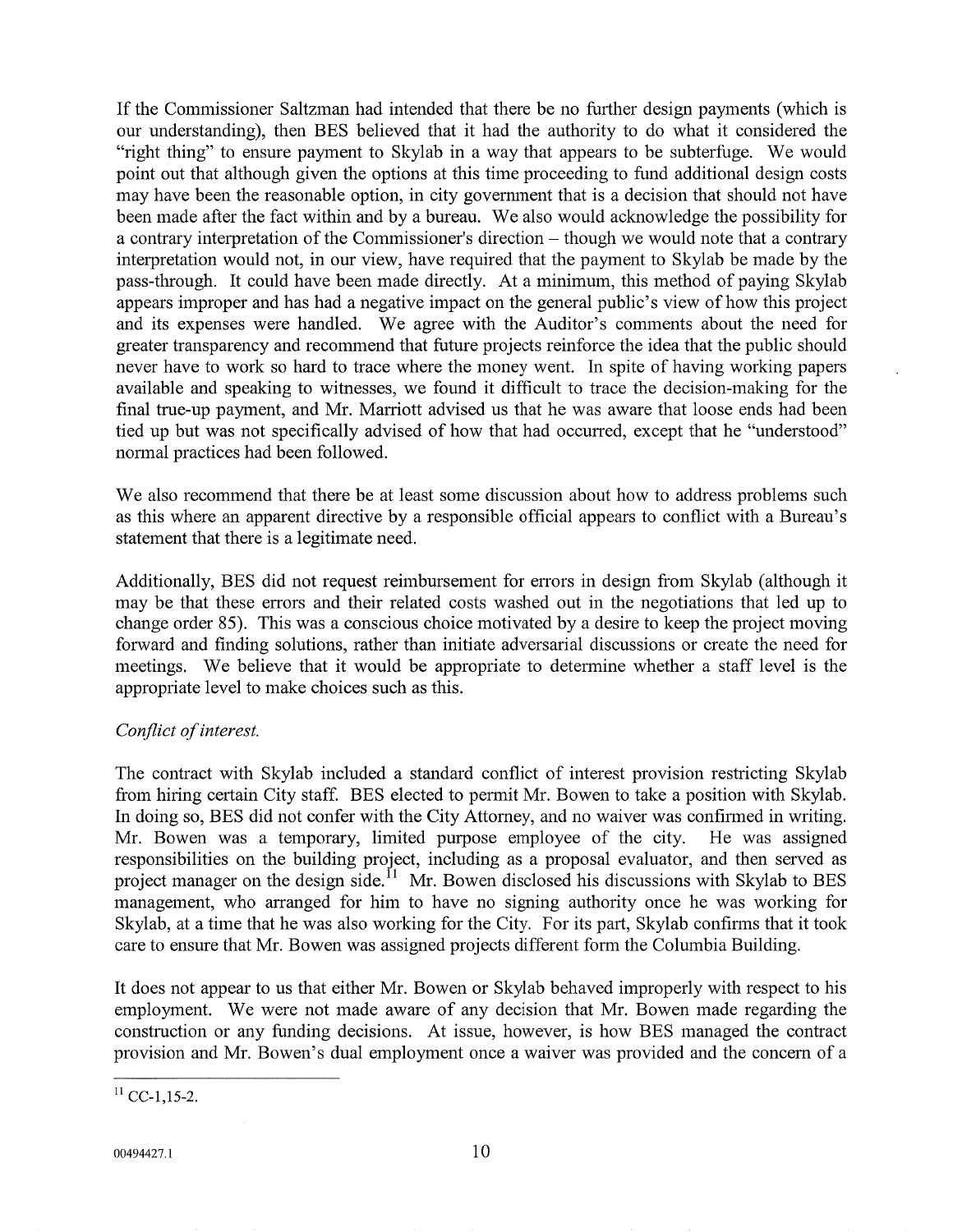If the Commissioner Saltzman had intended that there be no further design payments (which is our understanding), then BES believed that it had the authority to do what it considered the "right thing" to ensure payment to Skylab in a way that appears to be subterfuge. We would point out that although given the options at this time proceeding to fund additional design costs may have been the reasonable option, in city government that is a decision that should not have been made after the fact within and by a bureau. We also would acknowledge the possibility for a contrary interpretation of the Commissioner's direction – though we would note that a contrary interpretation would not, in our view, have required that the payment to Skylab be made by the pass-through. It could have been made directly. At a minimum, this method of paying Skylab appears improper and has had a negative impact on the general public's view of how this project and its expenses were handled. We agree with the Auditor's comments about the need for greater transparency and recommend that future projects reinforce the idea that the public should never have to work so hard to trace where the money went. In spite of having working papers available and speaking to witnesses, we found it difficult to trace the decision-making for the final true-up payment, and Mr. Marriott advised us that he was aware that loose ends had been tied up but was not specifically advised of how that had occurred, except that he "understood" normal practices had been followed.

We also recommend that there be at least some discussion about how to address problems such as this where an apparent directive by a responsible official appears to conflict with a Bureau's statement that there is a legitimate need.

Additionally, BES did not request reimbursement for errors in design from Skylab (although it may be that these errors and their related costs washed out in the negotiations that led up to change order 85). This was a conscious choice motivated by a desire to keep the project moving forward and finding solutions, rather than initiate adversarial discussions or create the need for meetings. We believe that it would be appropriate to determine whether a staff level is the appropriate level to make choices such as this.

*Conflict of interest.*

The contract with Skylab included a standard conflict of interest provision restricting Skylab from hiring certain City staff. BES elected to permit Mr. Bowen to take a position with Skylab. In doing so, BES did not confer with the City Attorney, and no waiver was confirmed in writing. Mr. Bowen was a temporary, limited purpose employee of the city. He was assigned responsibilities on the building project, including as a proposal evaluator, and then served as project manager on the design side.[11] Mr. Bowen disclosed his discussions with Skylab to BES management, who arranged for him to have no signing authority once he was working for Skylab, at a time that he was also working for the City. For its part, Skylab confirms that it took care to ensure that Mr. Bowen was assigned projects different form the Columbia Building.

It does not appear to us that either Mr. Bowen or Skylab behaved improperly with respect to his employment. We were not made aware of any decision that Mr. Bowen made regarding the construction or any funding decisions. At issue, however, is how BES managed the contract provision and Mr. Bowen's dual employment once a waiver was provided and the concern of a

---

[11] CC-1,15-2.

00494427.1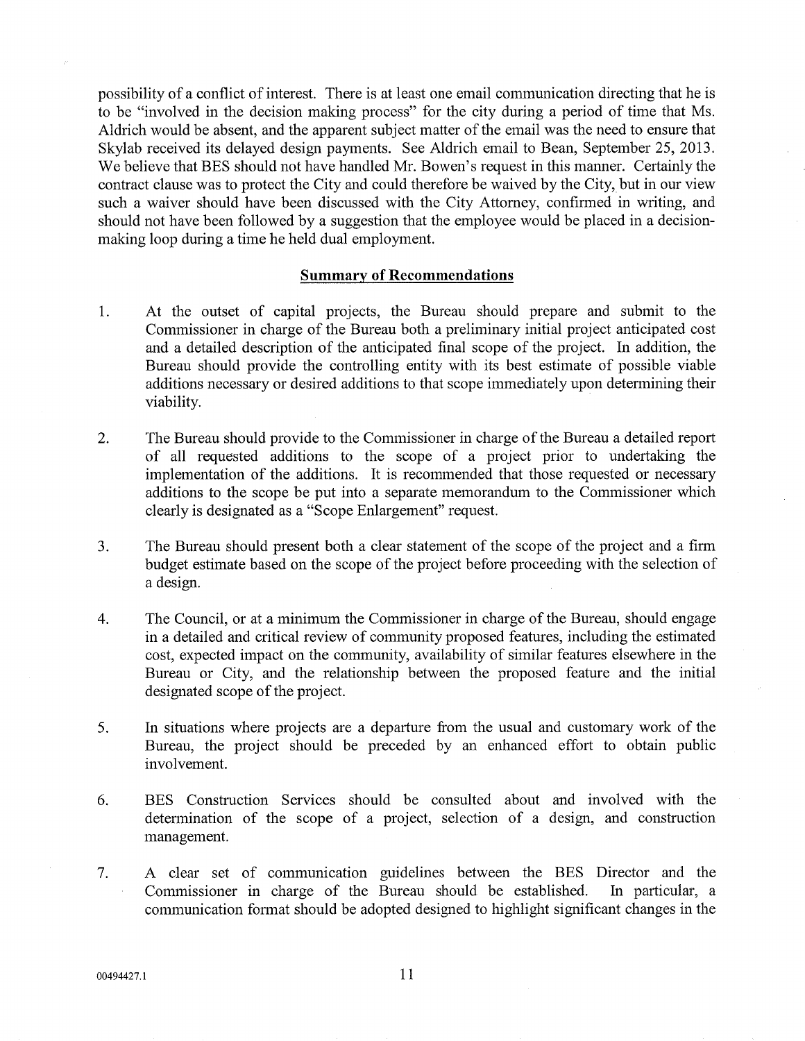possibility of a conflict of interest. There is at least one email communication directing that he is to be "involved in the decision making process" for the city during a period of time that Ms. Aldrich would be absent, and the apparent subject matter of the email was the need to ensure that Skylab received its delayed design payments. See Aldrich email to Bean, September 25, 2013. We believe that BES should not have handled Mr. Bowen's request in this manner. Certainly the contract clause was to protect the City and could therefore be waived by the City, but in our view such a waiver should have been discussed with the City Attorney, confirmed in writing, and should not have been followed by a suggestion that the employee would be placed in a decision-making loop during a time he held dual employment.

## Summary of Recommendations

1. At the outset of capital projects, the Bureau should prepare and submit to the Commissioner in charge of the Bureau both a preliminary initial project anticipated cost and a detailed description of the anticipated final scope of the project. In addition, the Bureau should provide the controlling entity with its best estimate of possible viable additions necessary or desired additions to that scope immediately upon determining their viability.

2. The Bureau should provide to the Commissioner in charge of the Bureau a detailed report of all requested additions to the scope of a project prior to undertaking the implementation of the additions. It is recommended that those requested or necessary additions to the scope be put into a separate memorandum to the Commissioner which clearly is designated as a "Scope Enlargement" request.

3. The Bureau should present both a clear statement of the scope of the project and a firm budget estimate based on the scope of the project before proceeding with the selection of a design.

4. The Council, or at a minimum the Commissioner in charge of the Bureau, should engage in a detailed and critical review of community proposed features, including the estimated cost, expected impact on the community, availability of similar features elsewhere in the Bureau or City, and the relationship between the proposed feature and the initial designated scope of the project.

5. In situations where projects are a departure from the usual and customary work of the Bureau, the project should be preceded by an enhanced effort to obtain public involvement.

6. BES Construction Services should be consulted about and involved with the determination of the scope of a project, selection of a design, and construction management.

7. A clear set of communication guidelines between the BES Director and the Commissioner in charge of the Bureau should be established. In particular, a communication format should be adopted designed to highlight significant changes in the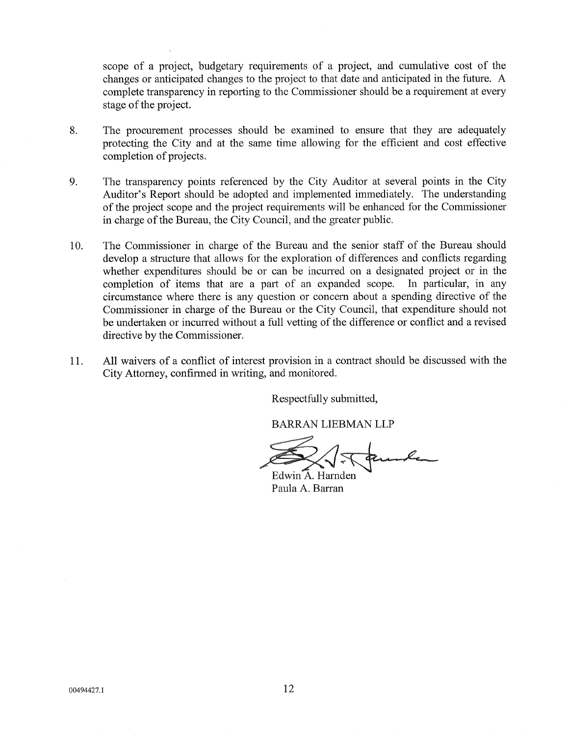scope of a project, budgetary requirements of a project, and cumulative cost of the changes or anticipated changes to the project to that date and anticipated in the future. A complete transparency in reporting to the Commissioner should be a requirement at every stage of the project.

8. The procurement processes should be examined to ensure that they are adequately protecting the City and at the same time allowing for the efficient and cost effective completion of projects.

9. The transparency points referenced by the City Auditor at several points in the City Auditor's Report should be adopted and implemented immediately. The understanding of the project scope and the project requirements will be enhanced for the Commissioner in charge of the Bureau, the City Council, and the greater public.

10. The Commissioner in charge of the Bureau and the senior staff of the Bureau should develop a structure that allows for the exploration of differences and conflicts regarding whether expenditures should be or can be incurred on a designated project or in the completion of items that are a part of an expanded scope. In particular, in any circumstance where there is any question or concern about a spending directive of the Commissioner in charge of the Bureau or the City Council, that expenditure should not be undertaken or incurred without a full vetting of the difference or conflict and a revised directive by the Commissioner.

11. All waivers of a conflict of interest provision in a contract should be discussed with the City Attorney, confirmed in writing, and monitored.

Respectfully submitted,

BARRAN LIEBMAN LLP

Edwin A. Harnden
Paula A. Barran

00494427.1